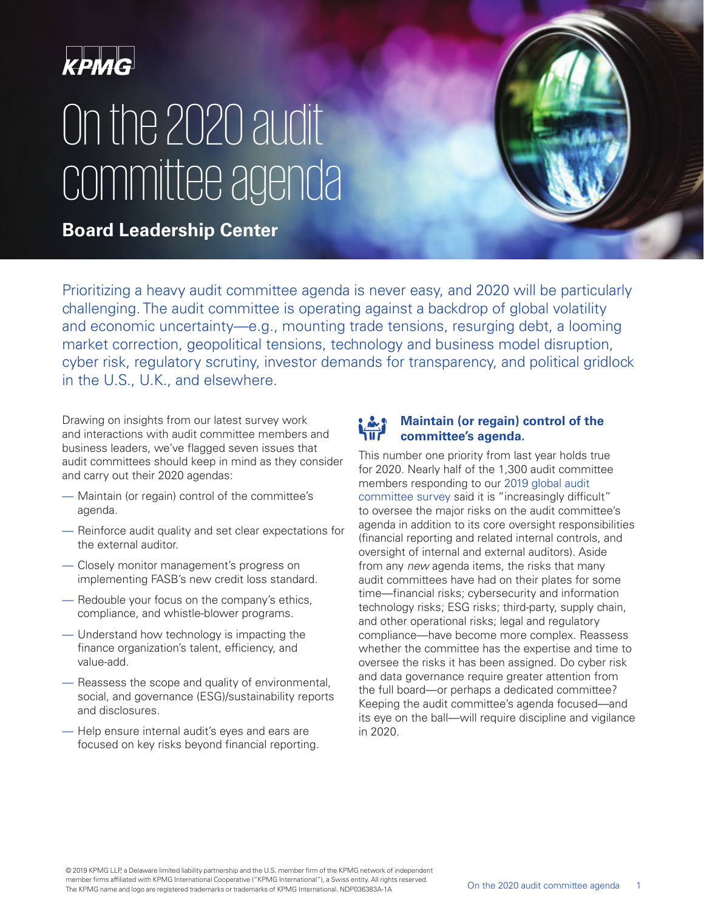KPMG

# On the 2020 audit committee agenda

**Board Leadership Center**

Prioritizing a heavy audit committee agenda is never easy, and 2020 will be particularly challenging. The audit committee is operating against a backdrop of global volatility and economic uncertainty—e.g., mounting trade tensions, resurging debt, a looming market correction, geopolitical tensions, technology and business model disruption, cyber risk, regulatory scrutiny, investor demands for transparency, and political gridlock in the U.S., U.K., and elsewhere.

Drawing on insights from our latest survey work and interactions with audit committee members and business leaders, we've flagged seven issues that audit committees should keep in mind as they consider and carry out their 2020 agendas:

- Maintain (or regain) control of the committee's agenda.
- Reinforce audit quality and set clear expectations for the external auditor.
- Closely monitor management's progress on implementing FASB's new credit loss standard.
- Redouble your focus on the company's ethics, compliance, and whistle-blower programs.
- Understand how technology is impacting the finance organization's talent, efficiency, and value-add.
- Reassess the scope and quality of environmental, social, and governance (ESG)/sustainability reports and disclosures.
- Help ensure internal audit's eyes and ears are focused on key risks beyond financial reporting.

## Maintain (or regain) control of the committee's agenda.

This number one priority from last year holds true for 2020. Nearly half of the 1,300 audit committee members responding to our 2019 global audit committee survey said it is "increasingly difficult" to oversee the major risks on the audit committee's agenda in addition to its core oversight responsibilities (financial reporting and related internal controls, and oversight of internal and external auditors). Aside from any *new* agenda items, the risks that many audit committees have had on their plates for some time—financial risks; cybersecurity and information technology risks; ESG risks; third-party, supply chain, and other operational risks; legal and regulatory compliance—have become more complex. Reassess whether the committee has the expertise and time to oversee the risks it has been assigned. Do cyber risk and data governance require greater attention from the full board—or perhaps a dedicated committee? Keeping the audit committee's agenda focused—and its eye on the ball—will require discipline and vigilance in 2020.

© 2019 KPMG LLP, a Delaware limited liability partnership and the U.S. member firm of the KPMG network of independent member firms affiliated with KPMG International Cooperative ("KPMG International"), a Swiss entity. All rights reserved. The KPMG name and logo are registered trademarks or trademarks of KPMG International. NDP036383A-1A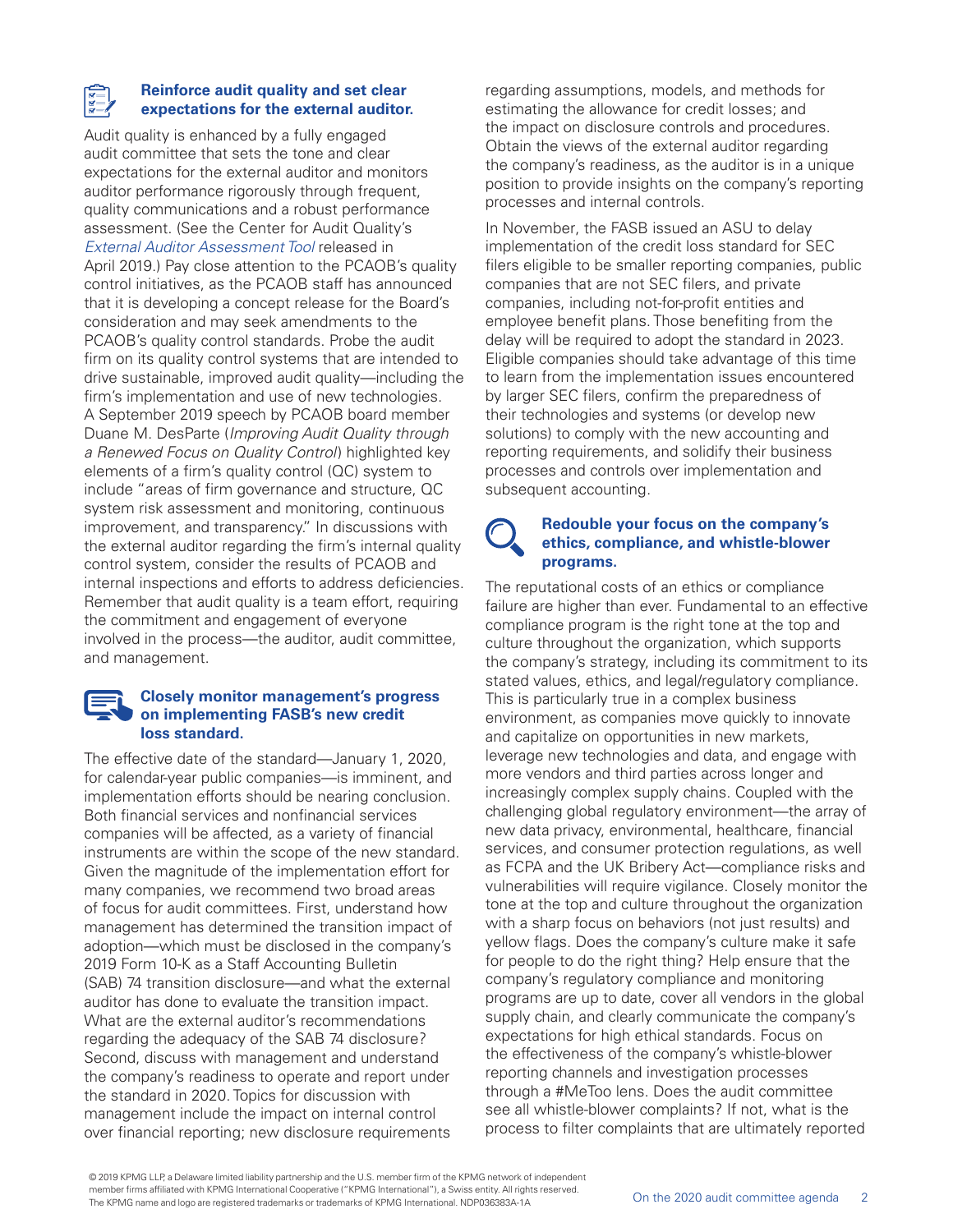### Reinforce audit quality and set clear expectations for the external auditor.

Audit quality is enhanced by a fully engaged audit committee that sets the tone and clear expectations for the external auditor and monitors auditor performance rigorously through frequent, quality communications and a robust performance assessment. (See the Center for Audit Quality's *External Auditor Assessment Tool* released in April 2019.) Pay close attention to the PCAOB's quality control initiatives, as the PCAOB staff has announced that it is developing a concept release for the Board's consideration and may seek amendments to the PCAOB's quality control standards. Probe the audit firm on its quality control systems that are intended to drive sustainable, improved audit quality—including the firm's implementation and use of new technologies. A September 2019 speech by PCAOB board member Duane M. DesParte (*Improving Audit Quality through a Renewed Focus on Quality Control*) highlighted key elements of a firm's quality control (QC) system to include "areas of firm governance and structure, QC system risk assessment and monitoring, continuous improvement, and transparency." In discussions with the external auditor regarding the firm's internal quality control system, consider the results of PCAOB and internal inspections and efforts to address deficiencies. Remember that audit quality is a team effort, requiring the commitment and engagement of everyone involved in the process—the auditor, audit committee, and management.

### Closely monitor management's progress on implementing FASB's new credit loss standard.

The effective date of the standard—January 1, 2020, for calendar-year public companies—is imminent, and implementation efforts should be nearing conclusion. Both financial services and nonfinancial services companies will be affected, as a variety of financial instruments are within the scope of the new standard. Given the magnitude of the implementation effort for many companies, we recommend two broad areas of focus for audit committees. First, understand how management has determined the transition impact of adoption—which must be disclosed in the company's 2019 Form 10-K as a Staff Accounting Bulletin (SAB) 74 transition disclosure—and what the external auditor has done to evaluate the transition impact. What are the external auditor's recommendations regarding the adequacy of the SAB 74 disclosure? Second, discuss with management and understand the company's readiness to operate and report under the standard in 2020. Topics for discussion with management include the impact on internal control over financial reporting; new disclosure requirements regarding assumptions, models, and methods for estimating the allowance for credit losses; and the impact on disclosure controls and procedures. Obtain the views of the external auditor regarding the company's readiness, as the auditor is in a unique position to provide insights on the company's reporting processes and internal controls.

In November, the FASB issued an ASU to delay implementation of the credit loss standard for SEC filers eligible to be smaller reporting companies, public companies that are not SEC filers, and private companies, including not-for-profit entities and employee benefit plans. Those benefiting from the delay will be required to adopt the standard in 2023. Eligible companies should take advantage of this time to learn from the implementation issues encountered by larger SEC filers, confirm the preparedness of their technologies and systems (or develop new solutions) to comply with the new accounting and reporting requirements, and solidify their business processes and controls over implementation and subsequent accounting.

### Redouble your focus on the company's ethics, compliance, and whistle-blower programs.

The reputational costs of an ethics or compliance failure are higher than ever. Fundamental to an effective compliance program is the right tone at the top and culture throughout the organization, which supports the company's strategy, including its commitment to its stated values, ethics, and legal/regulatory compliance. This is particularly true in a complex business environment, as companies move quickly to innovate and capitalize on opportunities in new markets, leverage new technologies and data, and engage with more vendors and third parties across longer and increasingly complex supply chains. Coupled with the challenging global regulatory environment—the array of new data privacy, environmental, healthcare, financial services, and consumer protection regulations, as well as FCPA and the UK Bribery Act—compliance risks and vulnerabilities will require vigilance. Closely monitor the tone at the top and culture throughout the organization with a sharp focus on behaviors (not just results) and yellow flags. Does the company's culture make it safe for people to do the right thing? Help ensure that the company's regulatory compliance and monitoring programs are up to date, cover all vendors in the global supply chain, and clearly communicate the company's expectations for high ethical standards. Focus on the effectiveness of the company's whistle-blower reporting channels and investigation processes through a #MeToo lens. Does the audit committee see all whistle-blower complaints? If not, what is the process to filter complaints that are ultimately reported

© 2019 KPMG LLP, a Delaware limited liability partnership and the U.S. member firm of the KPMG network of independent member firms affiliated with KPMG International Cooperative ("KPMG International"), a Swiss entity. All rights reserved. The KPMG name and logo are registered trademarks or trademarks of KPMG International. NDP036383A-1A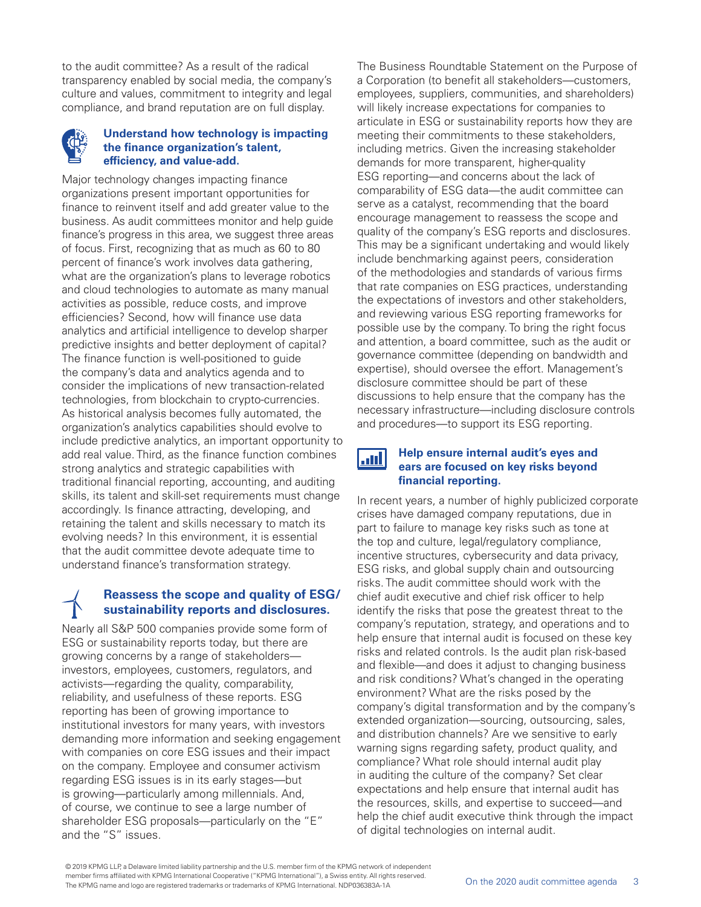to the audit committee? As a result of the radical transparency enabled by social media, the company's culture and values, commitment to integrity and legal compliance, and brand reputation are on full display.

### Understand how technology is impacting the finance organization's talent, efficiency, and value-add.

Major technology changes impacting finance organizations present important opportunities for finance to reinvent itself and add greater value to the business. As audit committees monitor and help guide finance's progress in this area, we suggest three areas of focus. First, recognizing that as much as 60 to 80 percent of finance's work involves data gathering, what are the organization's plans to leverage robotics and cloud technologies to automate as many manual activities as possible, reduce costs, and improve efficiencies? Second, how will finance use data analytics and artificial intelligence to develop sharper predictive insights and better deployment of capital? The finance function is well-positioned to guide the company's data and analytics agenda and to consider the implications of new transaction-related technologies, from blockchain to crypto-currencies. As historical analysis becomes fully automated, the organization's analytics capabilities should evolve to include predictive analytics, an important opportunity to add real value. Third, as the finance function combines strong analytics and strategic capabilities with traditional financial reporting, accounting, and auditing skills, its talent and skill-set requirements must change accordingly. Is finance attracting, developing, and retaining the talent and skills necessary to match its evolving needs? In this environment, it is essential that the audit committee devote adequate time to understand finance's transformation strategy.

### Reassess the scope and quality of ESG/ sustainability reports and disclosures.

Nearly all S&P 500 companies provide some form of ESG or sustainability reports today, but there are growing concerns by a range of stakeholders—investors, employees, customers, regulators, and activists—regarding the quality, comparability, reliability, and usefulness of these reports. ESG reporting has been of growing importance to institutional investors for many years, with investors demanding more information and seeking engagement with companies on core ESG issues and their impact on the company. Employee and consumer activism regarding ESG issues is in its early stages—but is growing—particularly among millennials. And, of course, we continue to see a large number of shareholder ESG proposals—particularly on the "E" and the "S" issues.

The Business Roundtable Statement on the Purpose of a Corporation (to benefit all stakeholders—customers, employees, suppliers, communities, and shareholders) will likely increase expectations for companies to articulate in ESG or sustainability reports how they are meeting their commitments to these stakeholders, including metrics. Given the increasing stakeholder demands for more transparent, higher-quality ESG reporting—and concerns about the lack of comparability of ESG data—the audit committee can serve as a catalyst, recommending that the board encourage management to reassess the scope and quality of the company's ESG reports and disclosures. This may be a significant undertaking and would likely include benchmarking against peers, consideration of the methodologies and standards of various firms that rate companies on ESG practices, understanding the expectations of investors and other stakeholders, and reviewing various ESG reporting frameworks for possible use by the company. To bring the right focus and attention, a board committee, such as the audit or governance committee (depending on bandwidth and expertise), should oversee the effort. Management's disclosure committee should be part of these discussions to help ensure that the company has the necessary infrastructure—including disclosure controls and procedures—to support its ESG reporting.

### Help ensure internal audit's eyes and ears are focused on key risks beyond financial reporting.

In recent years, a number of highly publicized corporate crises have damaged company reputations, due in part to failure to manage key risks such as tone at the top and culture, legal/regulatory compliance, incentive structures, cybersecurity and data privacy, ESG risks, and global supply chain and outsourcing risks. The audit committee should work with the chief audit executive and chief risk officer to help identify the risks that pose the greatest threat to the company's reputation, strategy, and operations and to help ensure that internal audit is focused on these key risks and related controls. Is the audit plan risk-based and flexible—and does it adjust to changing business and risk conditions? What's changed in the operating environment? What are the risks posed by the company's digital transformation and by the company's extended organization—sourcing, outsourcing, sales, and distribution channels? Are we sensitive to early warning signs regarding safety, product quality, and compliance? What role should internal audit play in auditing the culture of the company? Set clear expectations and help ensure that internal audit has the resources, skills, and expertise to succeed—and help the chief audit executive think through the impact of digital technologies on internal audit.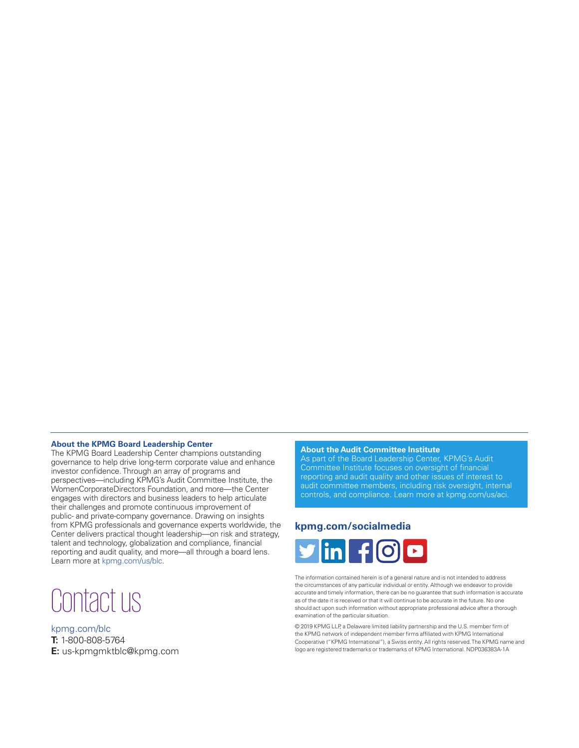### About the KPMG Board Leadership Center

The KPMG Board Leadership Center champions outstanding governance to help drive long-term corporate value and enhance investor confidence. Through an array of programs and perspectives—including KPMG's Audit Committee Institute, the WomenCorporateDirectors Foundation, and more—the Center engages with directors and business leaders to help articulate their challenges and promote continuous improvement of public- and private-company governance. Drawing on insights from KPMG professionals and governance experts worldwide, the Center delivers practical thought leadership—on risk and strategy, talent and technology, globalization and compliance, financial reporting and audit quality, and more—all through a board lens. Learn more at kpmg.com/us/blc.

# Contact us

kpmg.com/blc
**T:** 1-800-808-5764
**E:** us-kpmgmktblc@kpmg.com

### About the Audit Committee Institute

As part of the Board Leadership Center, KPMG's Audit Committee Institute focuses on oversight of financial reporting and audit quality and other issues of interest to audit committee members, including risk oversight, internal controls, and compliance. Learn more at kpmg.com/us/aci.

**kpmg.com/socialmedia**

The information contained herein is of a general nature and is not intended to address the circumstances of any particular individual or entity. Although we endeavor to provide accurate and timely information, there can be no guarantee that such information is accurate as of the date it is received or that it will continue to be accurate in the future. No one should act upon such information without appropriate professional advice after a thorough examination of the particular situation.

© 2019 KPMG LLP, a Delaware limited liability partnership and the U.S. member firm of the KPMG network of independent member firms affiliated with KPMG International Cooperative ("KPMG International"), a Swiss entity. All rights reserved. The KPMG name and logo are registered trademarks or trademarks of KPMG International. NDP036383A-1A